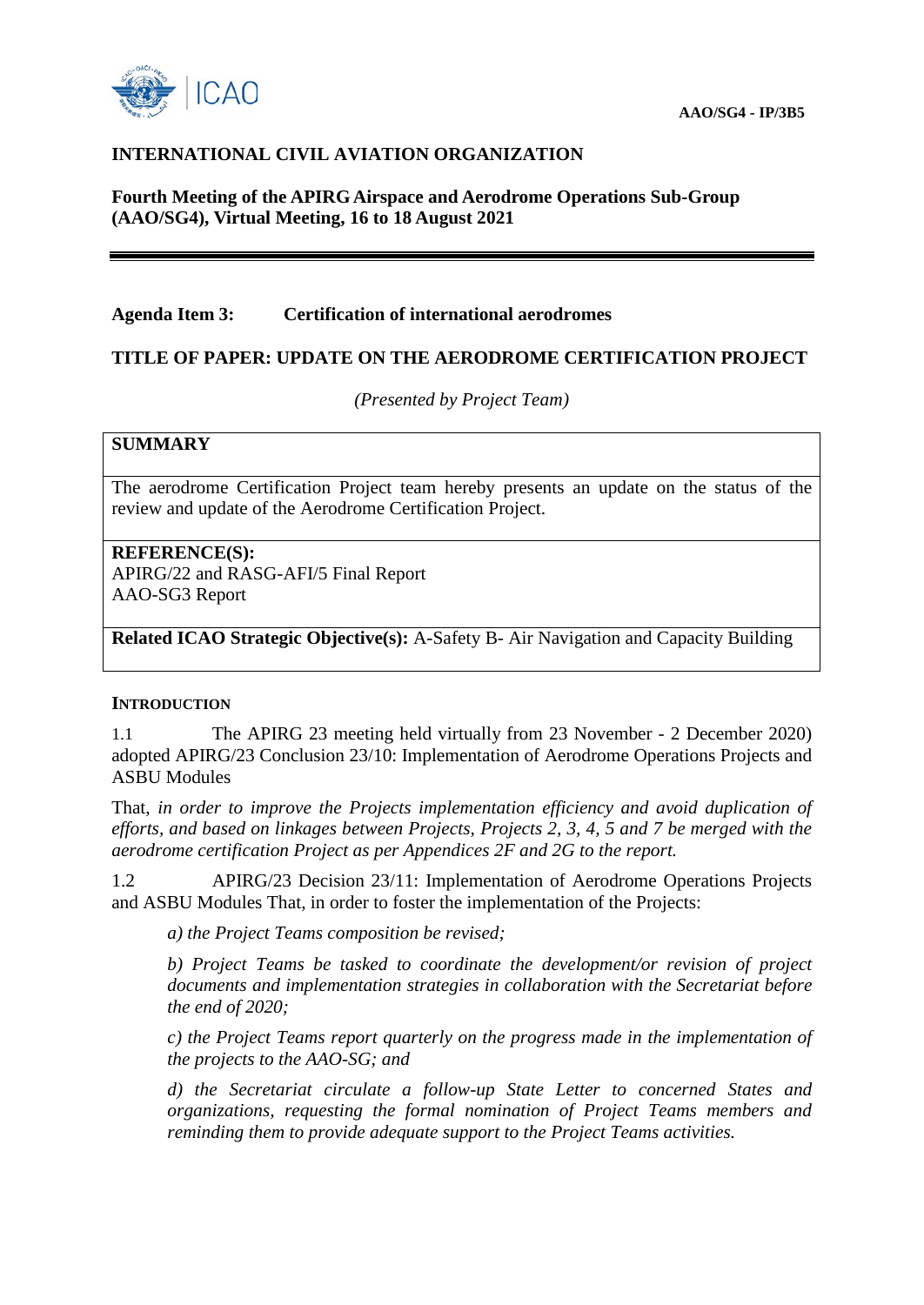AAO/SG4 - IP/3B5

# INTERNATIONAL CIVIL AVIATION ORGANIZATION

**Fourth Meeting of the APIRG Airspace and Aerodrome Operations Sub-Group (AAO/SG4), Virtual Meeting, 16 to 18 August 2021**

---

**Agenda Item 3: Certification of international aerodromes**

**TITLE OF PAPER: UPDATE ON THE AERODROME CERTIFICATION PROJECT**

*(Presented by Project Team)*

| **SUMMARY** |
| --- |
| The aerodrome Certification Project team hereby presents an update on the status of the review and update of the Aerodrome Certification Project. |
| **REFERENCE(S):**<br>APIRG/22 and RASG-AFI/5 Final Report<br>AAO-SG3 Report |
| **Related ICAO Strategic Objective(s):** A-Safety B- Air Navigation and Capacity Building |

## INTRODUCTION

1.1 The APIRG 23 meeting held virtually from 23 November - 2 December 2020) adopted APIRG/23 Conclusion 23/10: Implementation of Aerodrome Operations Projects and ASBU Modules

That, *in order to improve the Projects implementation efficiency and avoid duplication of efforts, and based on linkages between Projects, Projects 2, 3, 4, 5 and 7 be merged with the aerodrome certification Project as per Appendices 2F and 2G to the report.*

1.2 APIRG/23 Decision 23/11: Implementation of Aerodrome Operations Projects and ASBU Modules That, in order to foster the implementation of the Projects:

*a) the Project Teams composition be revised;*

*b) Project Teams be tasked to coordinate the development/or revision of project documents and implementation strategies in collaboration with the Secretariat before the end of 2020;*

*c) the Project Teams report quarterly on the progress made in the implementation of the projects to the AAO-SG; and*

*d) the Secretariat circulate a follow-up State Letter to concerned States and organizations, requesting the formal nomination of Project Teams members and reminding them to provide adequate support to the Project Teams activities.*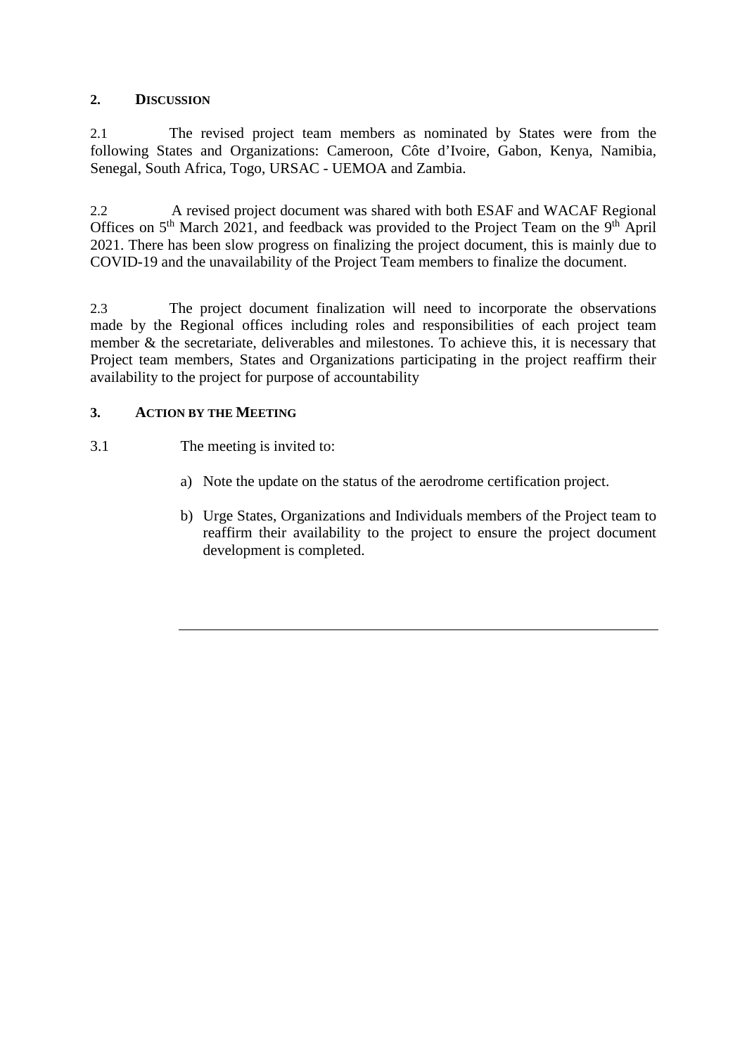## 2. DISCUSSION

2.1 The revised project team members as nominated by States were from the following States and Organizations: Cameroon, Côte d'Ivoire, Gabon, Kenya, Namibia, Senegal, South Africa, Togo, URSAC - UEMOA and Zambia.

2.2 A revised project document was shared with both ESAF and WACAF Regional Offices on 5th March 2021, and feedback was provided to the Project Team on the 9th April 2021. There has been slow progress on finalizing the project document, this is mainly due to COVID-19 and the unavailability of the Project Team members to finalize the document.

2.3 The project document finalization will need to incorporate the observations made by the Regional offices including roles and responsibilities of each project team member & the secretariate, deliverables and milestones. To achieve this, it is necessary that Project team members, States and Organizations participating in the project reaffirm their availability to the project for purpose of accountability

## 3. ACTION BY THE MEETING

3.1 The meeting is invited to:

a) Note the update on the status of the aerodrome certification project.

b) Urge States, Organizations and Individuals members of the Project team to reaffirm their availability to the project to ensure the project document development is completed.

---